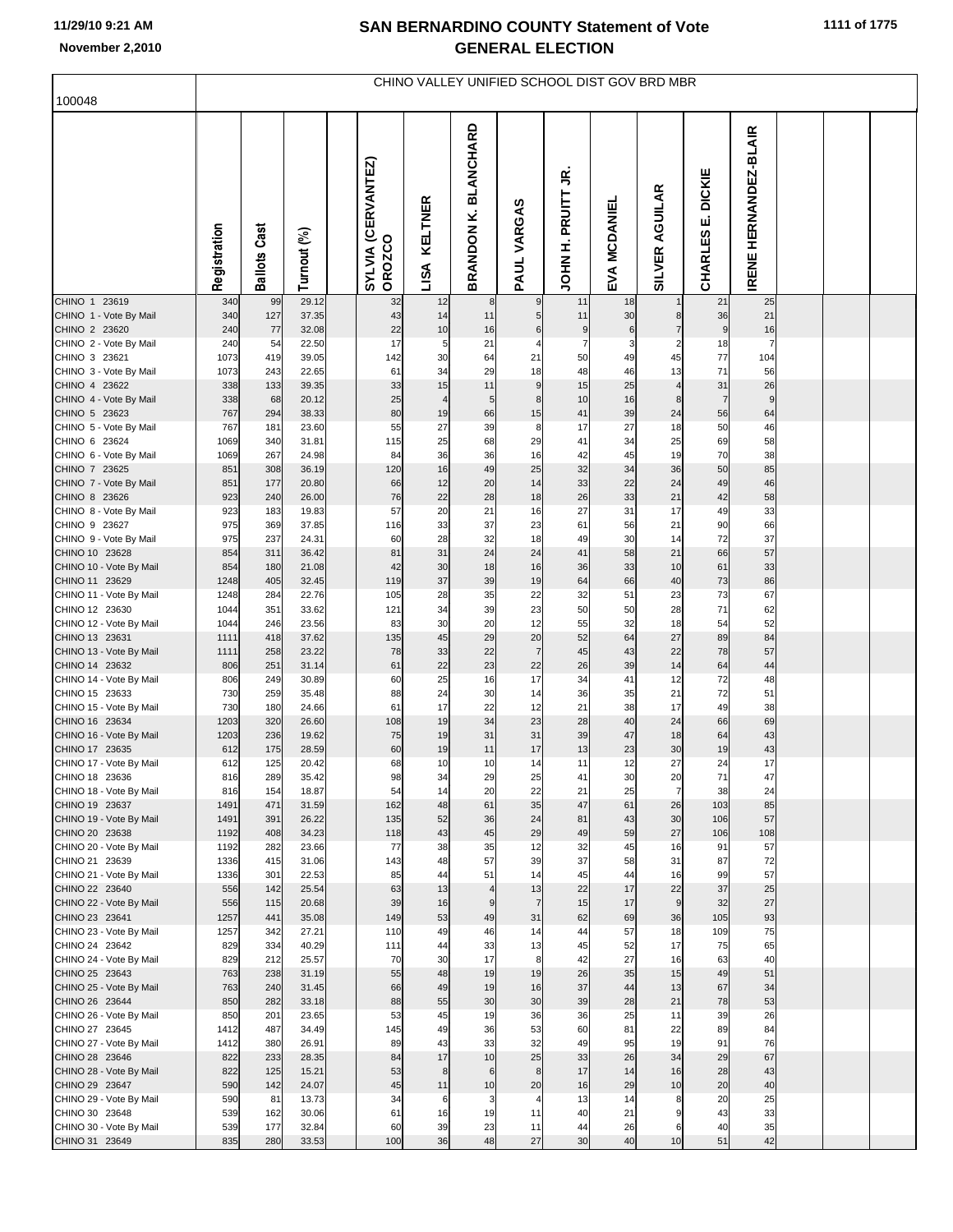# SAN BERNARDINO COUNTY Statement of Vote
# GENERAL ELECTION

11/29/10 9:21 AM

November 2,2010

100048

CHINO VALLEY UNIFIED SCHOOL DIST GOV BRD MBR

| | Registration | Ballots Cast | Turnout (%) | | SYLVIA (CERVANTEZ) OROZCO | LISA KELTNER | BRANDON K. BLANCHARD | PAUL VARGAS | JOHN H. PRUITT JR. | EVA MCDANIEL | SILVER AGUILAR | CHARLES E. DICKIE | IRENE HERNANDEZ-BLAIR | | | |
|---|---|---|---|---|---|---|---|---|---|---|---|---|---|---|---|---|
| CHINO 1 23619 | 340 | 99 | 29.12 | | 32 | 12 | 8 | 9 | 11 | 18 | 1 | 21 | 25 | | | |
| CHINO 1 - Vote By Mail | 340 | 127 | 37.35 | | 43 | 14 | 11 | 5 | 11 | 30 | 8 | 36 | 21 | | | |
| CHINO 2 23620 | 240 | 77 | 32.08 | | 22 | 10 | 16 | 6 | 9 | 6 | 7 | 9 | 16 | | | |
| CHINO 2 - Vote By Mail | 240 | 54 | 22.50 | | 17 | 5 | 21 | 4 | 7 | 3 | 2 | 18 | 7 | | | |
| CHINO 3 23621 | 1073 | 419 | 39.05 | | 142 | 30 | 64 | 21 | 50 | 49 | 45 | 77 | 104 | | | |
| CHINO 3 - Vote By Mail | 1073 | 243 | 22.65 | | 61 | 34 | 29 | 18 | 48 | 46 | 13 | 71 | 56 | | | |
| CHINO 4 23622 | 338 | 133 | 39.35 | | 33 | 15 | 11 | 9 | 15 | 25 | 4 | 31 | 26 | | | |
| CHINO 4 - Vote By Mail | 338 | 68 | 20.12 | | 25 | 4 | 5 | 8 | 10 | 16 | 8 | 7 | 9 | | | |
| CHINO 5 23623 | 767 | 294 | 38.33 | | 80 | 19 | 66 | 15 | 41 | 39 | 24 | 56 | 64 | | | |
| CHINO 5 - Vote By Mail | 767 | 181 | 23.60 | | 55 | 27 | 39 | 8 | 17 | 27 | 18 | 50 | 46 | | | |
| CHINO 6 23624 | 1069 | 340 | 31.81 | | 115 | 25 | 68 | 29 | 41 | 34 | 25 | 69 | 58 | | | |
| CHINO 6 - Vote By Mail | 1069 | 267 | 24.98 | | 84 | 36 | 36 | 16 | 42 | 45 | 19 | 70 | 38 | | | |
| CHINO 7 23625 | 851 | 308 | 36.19 | | 120 | 16 | 49 | 25 | 32 | 34 | 36 | 50 | 85 | | | |
| CHINO 7 - Vote By Mail | 851 | 177 | 20.80 | | 66 | 12 | 20 | 14 | 33 | 22 | 24 | 49 | 46 | | | |
| CHINO 8 23626 | 923 | 240 | 26.00 | | 76 | 22 | 28 | 18 | 26 | 33 | 21 | 42 | 58 | | | |
| CHINO 8 - Vote By Mail | 923 | 183 | 19.83 | | 57 | 20 | 21 | 16 | 27 | 31 | 17 | 49 | 33 | | | |
| CHINO 9 23627 | 975 | 369 | 37.85 | | 116 | 33 | 37 | 23 | 61 | 56 | 21 | 90 | 66 | | | |
| CHINO 9 - Vote By Mail | 975 | 237 | 24.31 | | 60 | 28 | 32 | 18 | 49 | 30 | 14 | 72 | 37 | | | |
| CHINO 10 23628 | 854 | 311 | 36.42 | | 81 | 31 | 24 | 24 | 41 | 58 | 21 | 66 | 57 | | | |
| CHINO 10 - Vote By Mail | 854 | 180 | 21.08 | | 42 | 30 | 18 | 16 | 36 | 33 | 10 | 61 | 33 | | | |
| CHINO 11 23629 | 1248 | 405 | 32.45 | | 119 | 37 | 39 | 19 | 64 | 66 | 40 | 73 | 86 | | | |
| CHINO 11 - Vote By Mail | 1248 | 284 | 22.76 | | 105 | 28 | 35 | 22 | 32 | 51 | 23 | 73 | 67 | | | |
| CHINO 12 23630 | 1044 | 351 | 33.62 | | 121 | 34 | 39 | 23 | 50 | 50 | 28 | 71 | 62 | | | |
| CHINO 12 - Vote By Mail | 1044 | 246 | 23.56 | | 83 | 30 | 20 | 12 | 55 | 32 | 18 | 54 | 52 | | | |
| CHINO 13 23631 | 1111 | 418 | 37.62 | | 135 | 45 | 29 | 20 | 52 | 64 | 27 | 89 | 84 | | | |
| CHINO 13 - Vote By Mail | 1111 | 258 | 23.22 | | 78 | 33 | 22 | 7 | 45 | 43 | 22 | 78 | 57 | | | |
| CHINO 14 23632 | 806 | 251 | 31.14 | | 61 | 22 | 23 | 22 | 26 | 39 | 14 | 64 | 44 | | | |
| CHINO 14 - Vote By Mail | 806 | 249 | 30.89 | | 60 | 25 | 16 | 17 | 34 | 41 | 12 | 72 | 48 | | | |
| CHINO 15 23633 | 730 | 259 | 35.48 | | 88 | 24 | 30 | 14 | 36 | 35 | 21 | 72 | 51 | | | |
| CHINO 15 - Vote By Mail | 730 | 180 | 24.66 | | 61 | 17 | 22 | 12 | 21 | 38 | 17 | 49 | 38 | | | |
| CHINO 16 23634 | 1203 | 320 | 26.60 | | 108 | 19 | 34 | 23 | 28 | 40 | 24 | 66 | 69 | | | |
| CHINO 16 - Vote By Mail | 1203 | 236 | 19.62 | | 75 | 19 | 31 | 31 | 39 | 47 | 18 | 64 | 43 | | | |
| CHINO 17 23635 | 612 | 175 | 28.59 | | 60 | 19 | 11 | 17 | 13 | 23 | 30 | 19 | 43 | | | |
| CHINO 17 - Vote By Mail | 612 | 125 | 20.42 | | 68 | 10 | 10 | 14 | 11 | 12 | 27 | 24 | 17 | | | |
| CHINO 18 23636 | 816 | 289 | 35.42 | | 98 | 34 | 29 | 25 | 41 | 30 | 20 | 71 | 47 | | | |
| CHINO 18 - Vote By Mail | 816 | 154 | 18.87 | | 54 | 14 | 20 | 22 | 21 | 25 | 7 | 38 | 24 | | | |
| CHINO 19 23637 | 1491 | 471 | 31.59 | | 162 | 48 | 61 | 35 | 47 | 61 | 26 | 103 | 85 | | | |
| CHINO 19 - Vote By Mail | 1491 | 391 | 26.22 | | 135 | 52 | 36 | 24 | 81 | 43 | 30 | 106 | 57 | | | |
| CHINO 20 23638 | 1192 | 408 | 34.23 | | 118 | 43 | 45 | 29 | 49 | 59 | 27 | 106 | 108 | | | |
| CHINO 20 - Vote By Mail | 1192 | 282 | 23.66 | | 77 | 38 | 35 | 12 | 32 | 45 | 16 | 91 | 57 | | | |
| CHINO 21 23639 | 1336 | 415 | 31.06 | | 143 | 48 | 57 | 39 | 37 | 58 | 31 | 87 | 72 | | | |
| CHINO 21 - Vote By Mail | 1336 | 301 | 22.53 | | 85 | 44 | 51 | 14 | 45 | 44 | 16 | 99 | 57 | | | |
| CHINO 22 23640 | 556 | 142 | 25.54 | | 63 | 13 | 4 | 13 | 22 | 17 | 22 | 37 | 25 | | | |
| CHINO 22 - Vote By Mail | 556 | 115 | 20.68 | | 39 | 16 | 9 | 7 | 15 | 17 | 9 | 32 | 27 | | | |
| CHINO 23 23641 | 1257 | 441 | 35.08 | | 149 | 53 | 49 | 31 | 62 | 69 | 36 | 105 | 93 | | | |
| CHINO 23 - Vote By Mail | 1257 | 342 | 27.21 | | 110 | 49 | 46 | 14 | 44 | 57 | 18 | 109 | 75 | | | |
| CHINO 24 23642 | 829 | 334 | 40.29 | | 111 | 44 | 33 | 13 | 45 | 52 | 17 | 75 | 65 | | | |
| CHINO 24 - Vote By Mail | 829 | 212 | 25.57 | | 70 | 30 | 17 | 8 | 42 | 27 | 16 | 63 | 40 | | | |
| CHINO 25 23643 | 763 | 238 | 31.19 | | 55 | 48 | 19 | 19 | 26 | 35 | 15 | 49 | 51 | | | |
| CHINO 25 - Vote By Mail | 763 | 240 | 31.45 | | 66 | 49 | 19 | 16 | 37 | 44 | 13 | 67 | 34 | | | |
| CHINO 26 23644 | 850 | 282 | 33.18 | | 88 | 55 | 30 | 30 | 39 | 28 | 21 | 78 | 53 | | | |
| CHINO 26 - Vote By Mail | 850 | 201 | 23.65 | | 53 | 45 | 19 | 36 | 36 | 25 | 11 | 39 | 26 | | | |
| CHINO 27 23645 | 1412 | 487 | 34.49 | | 145 | 49 | 36 | 53 | 60 | 81 | 22 | 89 | 84 | | | |
| CHINO 27 - Vote By Mail | 1412 | 380 | 26.91 | | 89 | 43 | 33 | 32 | 49 | 95 | 19 | 91 | 76 | | | |
| CHINO 28 23646 | 822 | 233 | 28.35 | | 84 | 17 | 10 | 25 | 33 | 26 | 34 | 29 | 67 | | | |
| CHINO 28 - Vote By Mail | 822 | 125 | 15.21 | | 53 | 8 | 6 | 8 | 17 | 14 | 16 | 28 | 43 | | | |
| CHINO 29 23647 | 590 | 142 | 24.07 | | 45 | 11 | 10 | 20 | 16 | 29 | 10 | 20 | 40 | | | |
| CHINO 29 - Vote By Mail | 590 | 81 | 13.73 | | 34 | 6 | 3 | 4 | 13 | 14 | 8 | 20 | 25 | | | |
| CHINO 30 23648 | 539 | 162 | 30.06 | | 61 | 16 | 19 | 11 | 40 | 21 | 9 | 43 | 33 | | | |
| CHINO 30 - Vote By Mail | 539 | 177 | 32.84 | | 60 | 39 | 23 | 11 | 44 | 26 | 6 | 40 | 35 | | | |
| CHINO 31 23649 | 835 | 280 | 33.53 | | 100 | 36 | 48 | 27 | 30 | 40 | 10 | 51 | 42 | | | |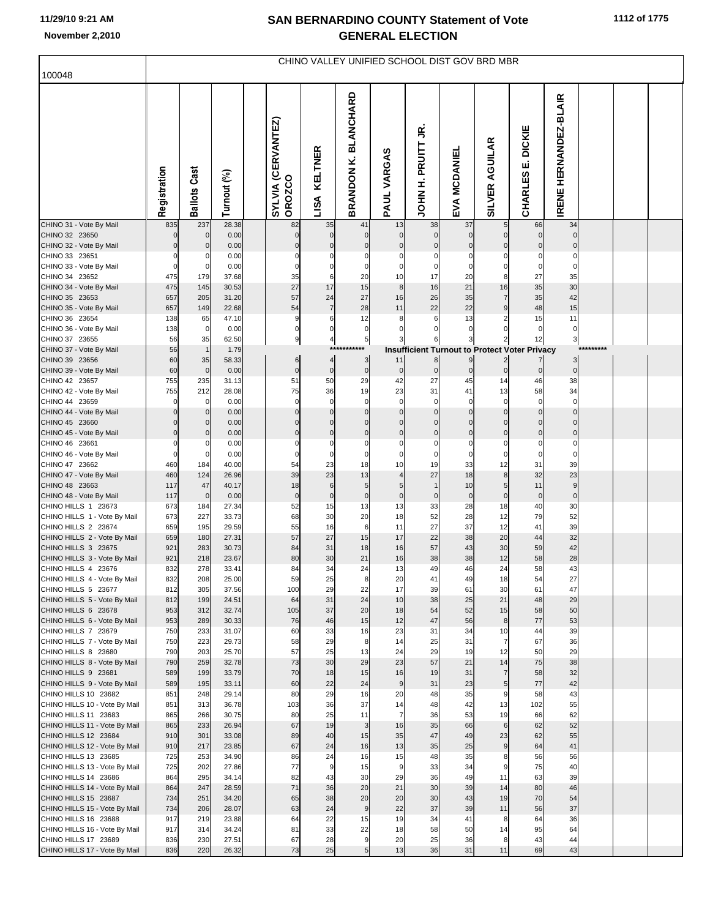# CHINO VALLEY UNIFIED SCHOOL DIST GOV BRD MBR

100048

| | Registration | Ballots Cast | Turnout (%) | | SYLVIA (CERVANTEZ) OROZCO | LISA KELTNER | BRANDON K. BLANCHARD | PAUL VARGAS | JOHN H. PRUITT JR. | EVA MCDANIEL | SILVER AGUILAR | CHARLES E. DICKIE | IRENE HERNANDEZ-BLAIR | | | |
|---|---|---|---|---|---|---|---|---|---|---|---|---|---|---|---|---|
| CHINO 31 - Vote By Mail | 835 | 237 | 28.38 | | 82 | 35 | 41 | 13 | 38 | 37 | 5 | 66 | 34 | | | |
| CHINO 32 23650 | 0 | 0 | 0.00 | | 0 | 0 | 0 | 0 | 0 | 0 | 0 | 0 | 0 | | | |
| CHINO 32 - Vote By Mail | 0 | 0 | 0.00 | | 0 | 0 | 0 | 0 | 0 | 0 | 0 | 0 | 0 | | | |
| CHINO 33 23651 | 0 | 0 | 0.00 | | 0 | 0 | 0 | 0 | 0 | 0 | 0 | 0 | 0 | | | |
| CHINO 33 - Vote By Mail | 0 | 0 | 0.00 | | 0 | 0 | 0 | 0 | 0 | 0 | 0 | 0 | 0 | | | |
| CHINO 34 23652 | 475 | 179 | 37.68 | | 35 | 6 | 20 | 10 | 17 | 20 | 8 | 27 | 35 | | | |
| CHINO 34 - Vote By Mail | 475 | 145 | 30.53 | | 27 | 17 | 15 | 8 | 16 | 21 | 16 | 35 | 30 | | | |
| CHINO 35 23653 | 657 | 205 | 31.20 | | 57 | 24 | 27 | 16 | 26 | 35 | 7 | 35 | 42 | | | |
| CHINO 35 - Vote By Mail | 657 | 149 | 22.68 | | 54 | 7 | 28 | 11 | 22 | 22 | 9 | 48 | 15 | | | |
| CHINO 36 23654 | 138 | 65 | 47.10 | | 9 | 6 | 12 | 8 | 6 | 13 | 2 | 15 | 11 | | | |
| CHINO 36 - Vote By Mail | 138 | 0 | 0.00 | | 0 | 0 | 0 | 0 | 0 | 0 | 0 | 0 | 0 | | | |
| CHINO 37 23655 | 56 | 35 | 62.50 | | 9 | 4 | 5 | 3 | 6 | 3 | 2 | 12 | 3 | | | |
| CHINO 37 - Vote By Mail | 56 | 1 | 1.79 | | | | *********** | Insufficient Turnout to Protect Voter Privacy | | | | | | ********* | | |
| CHINO 39 23656 | 60 | 35 | 58.33 | | 6 | 4 | 3 | 11 | 8 | 9 | 2 | 7 | 3 | | | |
| CHINO 39 - Vote By Mail | 60 | 0 | 0.00 | | 0 | 0 | 0 | 0 | 0 | 0 | 0 | 0 | 0 | | | |
| CHINO 42 23657 | 755 | 235 | 31.13 | | 51 | 50 | 29 | 42 | 27 | 45 | 14 | 46 | 38 | | | |
| CHINO 42 - Vote By Mail | 755 | 212 | 28.08 | | 75 | 36 | 19 | 23 | 31 | 41 | 13 | 58 | 34 | | | |
| CHINO 44 23659 | 0 | 0 | 0.00 | | 0 | 0 | 0 | 0 | 0 | 0 | 0 | 0 | 0 | | | |
| CHINO 44 - Vote By Mail | 0 | 0 | 0.00 | | 0 | 0 | 0 | 0 | 0 | 0 | 0 | 0 | 0 | | | |
| CHINO 45 23660 | 0 | 0 | 0.00 | | 0 | 0 | 0 | 0 | 0 | 0 | 0 | 0 | 0 | | | |
| CHINO 45 - Vote By Mail | 0 | 0 | 0.00 | | 0 | 0 | 0 | 0 | 0 | 0 | 0 | 0 | 0 | | | |
| CHINO 46 23661 | 0 | 0 | 0.00 | | 0 | 0 | 0 | 0 | 0 | 0 | 0 | 0 | 0 | | | |
| CHINO 46 - Vote By Mail | 0 | 0 | 0.00 | | 0 | 0 | 0 | 0 | 0 | 0 | 0 | 0 | 0 | | | |
| CHINO 47 23662 | 460 | 184 | 40.00 | | 54 | 23 | 18 | 10 | 19 | 33 | 12 | 31 | 39 | | | |
| CHINO 47 - Vote By Mail | 460 | 124 | 26.96 | | 39 | 23 | 13 | 4 | 27 | 18 | 8 | 32 | 23 | | | |
| CHINO 48 23663 | 117 | 47 | 40.17 | | 18 | 6 | 5 | 5 | 1 | 10 | 5 | 11 | 9 | | | |
| CHINO 48 - Vote By Mail | 117 | 0 | 0.00 | | 0 | 0 | 0 | 0 | 0 | 0 | 0 | 0 | 0 | | | |
| CHINO HILLS 1 23673 | 673 | 184 | 27.34 | | 52 | 15 | 13 | 13 | 33 | 28 | 18 | 40 | 30 | | | |
| CHINO HILLS 1 - Vote By Mail | 673 | 227 | 33.73 | | 68 | 30 | 20 | 18 | 52 | 28 | 12 | 79 | 52 | | | |
| CHINO HILLS 2 23674 | 659 | 195 | 29.59 | | 55 | 16 | 6 | 11 | 27 | 37 | 12 | 41 | 39 | | | |
| CHINO HILLS 2 - Vote By Mail | 659 | 180 | 27.31 | | 57 | 27 | 15 | 17 | 22 | 38 | 20 | 44 | 32 | | | |
| CHINO HILLS 3 23675 | 921 | 283 | 30.73 | | 84 | 31 | 18 | 16 | 57 | 43 | 30 | 59 | 42 | | | |
| CHINO HILLS 3 - Vote By Mail | 921 | 218 | 23.67 | | 80 | 30 | 21 | 16 | 38 | 38 | 12 | 58 | 28 | | | |
| CHINO HILLS 4 23676 | 832 | 278 | 33.41 | | 84 | 34 | 24 | 13 | 49 | 46 | 24 | 58 | 43 | | | |
| CHINO HILLS 4 - Vote By Mail | 832 | 208 | 25.00 | | 59 | 25 | 8 | 20 | 41 | 49 | 18 | 54 | 27 | | | |
| CHINO HILLS 5 23677 | 812 | 305 | 37.56 | | 100 | 29 | 22 | 17 | 39 | 61 | 30 | 61 | 47 | | | |
| CHINO HILLS 5 - Vote By Mail | 812 | 199 | 24.51 | | 64 | 31 | 24 | 10 | 38 | 25 | 21 | 48 | 29 | | | |
| CHINO HILLS 6 23678 | 953 | 312 | 32.74 | | 105 | 37 | 20 | 18 | 54 | 52 | 15 | 58 | 50 | | | |
| CHINO HILLS 6 - Vote By Mail | 953 | 289 | 30.33 | | 76 | 46 | 15 | 12 | 47 | 56 | 8 | 77 | 53 | | | |
| CHINO HILLS 7 23679 | 750 | 233 | 31.07 | | 60 | 33 | 16 | 23 | 31 | 34 | 10 | 44 | 39 | | | |
| CHINO HILLS 7 - Vote By Mail | 750 | 223 | 29.73 | | 58 | 29 | 8 | 14 | 25 | 31 | 7 | 67 | 36 | | | |
| CHINO HILLS 8 23680 | 790 | 203 | 25.70 | | 57 | 25 | 13 | 24 | 29 | 19 | 12 | 50 | 29 | | | |
| CHINO HILLS 8 - Vote By Mail | 790 | 259 | 32.78 | | 73 | 30 | 29 | 23 | 57 | 21 | 14 | 75 | 38 | | | |
| CHINO HILLS 9 23681 | 589 | 199 | 33.79 | | 70 | 18 | 15 | 16 | 19 | 31 | 7 | 58 | 32 | | | |
| CHINO HILLS 9 - Vote By Mail | 589 | 195 | 33.11 | | 60 | 22 | 24 | 9 | 31 | 23 | 5 | 77 | 42 | | | |
| CHINO HILLS 10 23682 | 851 | 248 | 29.14 | | 80 | 29 | 16 | 20 | 48 | 35 | 9 | 58 | 43 | | | |
| CHINO HILLS 10 - Vote By Mail | 851 | 313 | 36.78 | | 103 | 36 | 37 | 14 | 48 | 42 | 13 | 102 | 55 | | | |
| CHINO HILLS 11 23683 | 865 | 266 | 30.75 | | 80 | 25 | 11 | 7 | 36 | 53 | 19 | 66 | 62 | | | |
| CHINO HILLS 11 - Vote By Mail | 865 | 233 | 26.94 | | 67 | 19 | 3 | 16 | 35 | 66 | 6 | 62 | 52 | | | |
| CHINO HILLS 12 23684 | 910 | 301 | 33.08 | | 89 | 40 | 15 | 35 | 47 | 49 | 23 | 62 | 55 | | | |
| CHINO HILLS 12 - Vote By Mail | 910 | 217 | 23.85 | | 67 | 24 | 16 | 13 | 35 | 25 | 9 | 64 | 41 | | | |
| CHINO HILLS 13 23685 | 725 | 253 | 34.90 | | 86 | 24 | 16 | 15 | 48 | 35 | 8 | 56 | 56 | | | |
| CHINO HILLS 13 - Vote By Mail | 725 | 202 | 27.86 | | 77 | 9 | 15 | 9 | 33 | 34 | 9 | 75 | 40 | | | |
| CHINO HILLS 14 23686 | 864 | 295 | 34.14 | | 82 | 43 | 30 | 29 | 36 | 49 | 11 | 63 | 39 | | | |
| CHINO HILLS 14 - Vote By Mail | 864 | 247 | 28.59 | | 71 | 36 | 20 | 21 | 30 | 39 | 14 | 80 | 46 | | | |
| CHINO HILLS 15 23687 | 734 | 251 | 34.20 | | 65 | 38 | 20 | 20 | 30 | 43 | 19 | 70 | 54 | | | |
| CHINO HILLS 15 - Vote By Mail | 734 | 206 | 28.07 | | 63 | 24 | 9 | 22 | 37 | 39 | 11 | 56 | 37 | | | |
| CHINO HILLS 16 23688 | 917 | 219 | 23.88 | | 64 | 22 | 15 | 19 | 34 | 41 | 8 | 64 | 36 | | | |
| CHINO HILLS 16 - Vote By Mail | 917 | 314 | 34.24 | | 81 | 33 | 22 | 18 | 58 | 50 | 14 | 95 | 64 | | | |
| CHINO HILLS 17 23689 | 836 | 230 | 27.51 | | 67 | 28 | 9 | 20 | 25 | 36 | 8 | 43 | 44 | | | |
| CHINO HILLS 17 - Vote By Mail | 836 | 220 | 26.32 | | 73 | 25 | 5 | 13 | 36 | 31 | 11 | 69 | 43 | | | |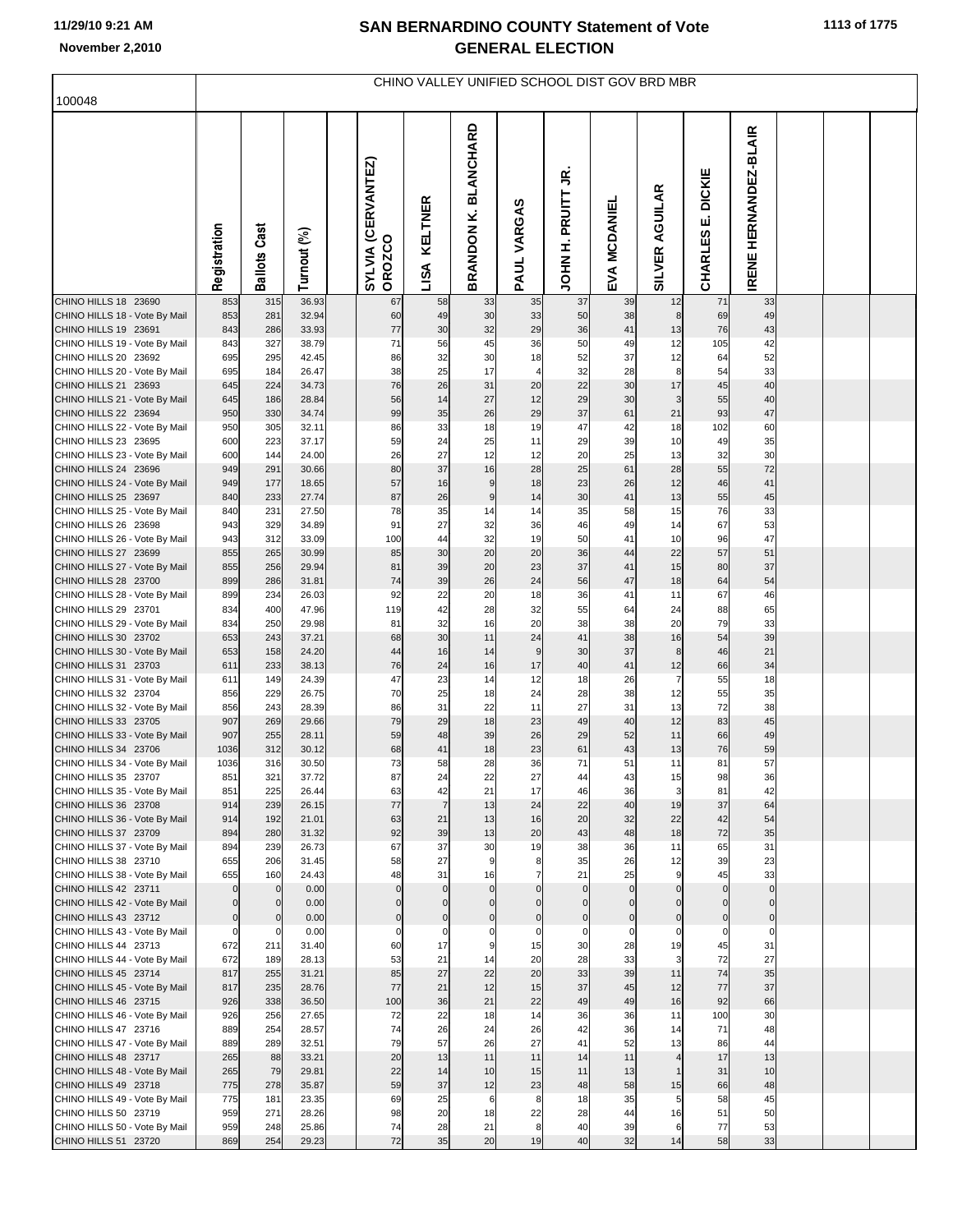# SAN BERNARDINO COUNTY Statement of Vote
# GENERAL ELECTION

11/29/10 9:21 AM
November 2,2010

## CHINO VALLEY UNIFIED SCHOOL DIST GOV BRD MBR

100048

| | Registration | Ballots Cast | Turnout (%) | | SYLVIA (CERVANTEZ) OROZCO | LISA KELTNER | BRANDON K. BLANCHARD | PAUL VARGAS | JOHN H. PRUITT JR. | EVA MCDANIEL | SILVER AGUILAR | CHARLES E. DICKIE | IRENE HERNANDEZ-BLAIR | | | |
|---|---|---|---|---|---|---|---|---|---|---|---|---|---|---|---|---|
| CHINO HILLS 18 23690 | 853 | 315 | 36.93 | | 67 | 58 | 33 | 35 | 37 | 39 | 12 | 71 | 33 | | | |
| CHINO HILLS 18 - Vote By Mail | 853 | 281 | 32.94 | | 60 | 49 | 30 | 33 | 50 | 38 | 8 | 69 | 49 | | | |
| CHINO HILLS 19 23691 | 843 | 286 | 33.93 | | 77 | 30 | 32 | 29 | 36 | 41 | 13 | 76 | 43 | | | |
| CHINO HILLS 19 - Vote By Mail | 843 | 327 | 38.79 | | 71 | 56 | 45 | 36 | 50 | 49 | 12 | 105 | 42 | | | |
| CHINO HILLS 20 23692 | 695 | 295 | 42.45 | | 86 | 32 | 30 | 18 | 52 | 37 | 12 | 64 | 52 | | | |
| CHINO HILLS 20 - Vote By Mail | 695 | 184 | 26.47 | | 38 | 25 | 17 | 4 | 32 | 28 | 8 | 54 | 33 | | | |
| CHINO HILLS 21 23693 | 645 | 224 | 34.73 | | 76 | 26 | 31 | 20 | 22 | 30 | 17 | 45 | 40 | | | |
| CHINO HILLS 21 - Vote By Mail | 645 | 186 | 28.84 | | 56 | 14 | 27 | 12 | 29 | 30 | 3 | 55 | 40 | | | |
| CHINO HILLS 22 23694 | 950 | 330 | 34.74 | | 99 | 35 | 26 | 29 | 37 | 61 | 21 | 93 | 47 | | | |
| CHINO HILLS 22 - Vote By Mail | 950 | 305 | 32.11 | | 86 | 33 | 18 | 19 | 47 | 42 | 18 | 102 | 60 | | | |
| CHINO HILLS 23 23695 | 600 | 223 | 37.17 | | 59 | 24 | 25 | 11 | 29 | 39 | 10 | 49 | 35 | | | |
| CHINO HILLS 23 - Vote By Mail | 600 | 144 | 24.00 | | 26 | 27 | 12 | 12 | 20 | 25 | 13 | 32 | 30 | | | |
| CHINO HILLS 24 23696 | 949 | 291 | 30.66 | | 80 | 37 | 16 | 28 | 25 | 61 | 28 | 55 | 72 | | | |
| CHINO HILLS 24 - Vote By Mail | 949 | 177 | 18.65 | | 57 | 16 | 9 | 18 | 23 | 26 | 12 | 46 | 41 | | | |
| CHINO HILLS 25 23697 | 840 | 233 | 27.74 | | 87 | 26 | 9 | 14 | 30 | 41 | 13 | 55 | 45 | | | |
| CHINO HILLS 25 - Vote By Mail | 840 | 231 | 27.50 | | 78 | 35 | 14 | 14 | 35 | 58 | 15 | 76 | 33 | | | |
| CHINO HILLS 26 23698 | 943 | 329 | 34.89 | | 91 | 27 | 32 | 36 | 46 | 49 | 14 | 67 | 53 | | | |
| CHINO HILLS 26 - Vote By Mail | 943 | 312 | 33.09 | | 100 | 44 | 32 | 19 | 50 | 41 | 10 | 96 | 47 | | | |
| CHINO HILLS 27 23699 | 855 | 265 | 30.99 | | 85 | 30 | 20 | 20 | 36 | 44 | 22 | 57 | 51 | | | |
| CHINO HILLS 27 - Vote By Mail | 855 | 256 | 29.94 | | 81 | 39 | 20 | 23 | 37 | 41 | 15 | 80 | 37 | | | |
| CHINO HILLS 28 23700 | 899 | 286 | 31.81 | | 74 | 39 | 26 | 24 | 56 | 47 | 18 | 64 | 54 | | | |
| CHINO HILLS 28 - Vote By Mail | 899 | 234 | 26.03 | | 92 | 22 | 20 | 18 | 36 | 41 | 11 | 67 | 46 | | | |
| CHINO HILLS 29 23701 | 834 | 400 | 47.96 | | 119 | 42 | 28 | 32 | 55 | 64 | 24 | 88 | 65 | | | |
| CHINO HILLS 29 - Vote By Mail | 834 | 250 | 29.98 | | 81 | 32 | 16 | 20 | 38 | 38 | 20 | 79 | 33 | | | |
| CHINO HILLS 30 23702 | 653 | 243 | 37.21 | | 68 | 30 | 11 | 24 | 41 | 38 | 16 | 54 | 39 | | | |
| CHINO HILLS 30 - Vote By Mail | 653 | 158 | 24.20 | | 44 | 16 | 14 | 9 | 30 | 37 | 8 | 46 | 21 | | | |
| CHINO HILLS 31 23703 | 611 | 233 | 38.13 | | 76 | 24 | 16 | 17 | 40 | 41 | 12 | 66 | 34 | | | |
| CHINO HILLS 31 - Vote By Mail | 611 | 149 | 24.39 | | 47 | 23 | 14 | 12 | 18 | 26 | 7 | 55 | 18 | | | |
| CHINO HILLS 32 23704 | 856 | 229 | 26.75 | | 70 | 25 | 18 | 24 | 28 | 38 | 12 | 55 | 35 | | | |
| CHINO HILLS 32 - Vote By Mail | 856 | 243 | 28.39 | | 86 | 31 | 22 | 11 | 27 | 31 | 13 | 72 | 38 | | | |
| CHINO HILLS 33 23705 | 907 | 269 | 29.66 | | 79 | 29 | 18 | 23 | 49 | 40 | 12 | 83 | 45 | | | |
| CHINO HILLS 33 - Vote By Mail | 907 | 255 | 28.11 | | 59 | 48 | 39 | 26 | 29 | 52 | 11 | 66 | 49 | | | |
| CHINO HILLS 34 23706 | 1036 | 312 | 30.12 | | 68 | 41 | 18 | 23 | 61 | 43 | 13 | 76 | 59 | | | |
| CHINO HILLS 34 - Vote By Mail | 1036 | 316 | 30.50 | | 73 | 58 | 28 | 36 | 71 | 51 | 11 | 81 | 57 | | | |
| CHINO HILLS 35 23707 | 851 | 321 | 37.72 | | 87 | 24 | 22 | 27 | 44 | 43 | 15 | 98 | 36 | | | |
| CHINO HILLS 35 - Vote By Mail | 851 | 225 | 26.44 | | 63 | 42 | 21 | 17 | 46 | 36 | 3 | 81 | 42 | | | |
| CHINO HILLS 36 23708 | 914 | 239 | 26.15 | | 77 | 7 | 13 | 24 | 22 | 40 | 19 | 37 | 64 | | | |
| CHINO HILLS 36 - Vote By Mail | 914 | 192 | 21.01 | | 63 | 21 | 13 | 16 | 20 | 32 | 22 | 42 | 54 | | | |
| CHINO HILLS 37 23709 | 894 | 280 | 31.32 | | 92 | 39 | 13 | 20 | 43 | 48 | 18 | 72 | 35 | | | |
| CHINO HILLS 37 - Vote By Mail | 894 | 239 | 26.73 | | 67 | 37 | 30 | 19 | 38 | 36 | 11 | 65 | 31 | | | |
| CHINO HILLS 38 23710 | 655 | 206 | 31.45 | | 58 | 27 | 9 | 8 | 35 | 26 | 12 | 39 | 23 | | | |
| CHINO HILLS 38 - Vote By Mail | 655 | 160 | 24.43 | | 48 | 31 | 16 | 7 | 21 | 25 | 9 | 45 | 33 | | | |
| CHINO HILLS 42 23711 | 0 | 0 | 0.00 | | 0 | 0 | 0 | 0 | 0 | 0 | 0 | 0 | 0 | | | |
| CHINO HILLS 42 - Vote By Mail | 0 | 0 | 0.00 | | 0 | 0 | 0 | 0 | 0 | 0 | 0 | 0 | 0 | | | |
| CHINO HILLS 43 23712 | 0 | 0 | 0.00 | | 0 | 0 | 0 | 0 | 0 | 0 | 0 | 0 | 0 | | | |
| CHINO HILLS 43 - Vote By Mail | 0 | 0 | 0.00 | | 0 | 0 | 0 | 0 | 0 | 0 | 0 | 0 | 0 | | | |
| CHINO HILLS 44 23713 | 672 | 211 | 31.40 | | 60 | 17 | 9 | 15 | 30 | 28 | 19 | 45 | 31 | | | |
| CHINO HILLS 44 - Vote By Mail | 672 | 189 | 28.13 | | 53 | 21 | 14 | 20 | 28 | 33 | 3 | 72 | 27 | | | |
| CHINO HILLS 45 23714 | 817 | 255 | 31.21 | | 85 | 27 | 22 | 20 | 33 | 39 | 11 | 74 | 35 | | | |
| CHINO HILLS 45 - Vote By Mail | 817 | 235 | 28.76 | | 77 | 21 | 12 | 15 | 37 | 45 | 12 | 77 | 37 | | | |
| CHINO HILLS 46 23715 | 926 | 338 | 36.50 | | 100 | 36 | 21 | 22 | 49 | 49 | 16 | 92 | 66 | | | |
| CHINO HILLS 46 - Vote By Mail | 926 | 256 | 27.65 | | 72 | 22 | 18 | 14 | 36 | 36 | 11 | 100 | 30 | | | |
| CHINO HILLS 47 23716 | 889 | 254 | 28.57 | | 74 | 26 | 24 | 26 | 42 | 36 | 14 | 71 | 48 | | | |
| CHINO HILLS 47 - Vote By Mail | 889 | 289 | 32.51 | | 79 | 57 | 26 | 27 | 41 | 52 | 13 | 86 | 44 | | | |
| CHINO HILLS 48 23717 | 265 | 88 | 33.21 | | 20 | 13 | 11 | 11 | 14 | 11 | 4 | 17 | 13 | | | |
| CHINO HILLS 48 - Vote By Mail | 265 | 79 | 29.81 | | 22 | 14 | 10 | 15 | 11 | 13 | 1 | 31 | 10 | | | |
| CHINO HILLS 49 23718 | 775 | 278 | 35.87 | | 59 | 37 | 12 | 23 | 48 | 58 | 15 | 66 | 48 | | | |
| CHINO HILLS 49 - Vote By Mail | 775 | 181 | 23.35 | | 69 | 25 | 6 | 8 | 18 | 35 | 5 | 58 | 45 | | | |
| CHINO HILLS 50 23719 | 959 | 271 | 28.26 | | 98 | 20 | 18 | 22 | 28 | 44 | 16 | 51 | 50 | | | |
| CHINO HILLS 50 - Vote By Mail | 959 | 248 | 25.86 | | 74 | 28 | 21 | 8 | 40 | 39 | 6 | 77 | 53 | | | |
| CHINO HILLS 51 23720 | 869 | 254 | 29.23 | | 72 | 35 | 20 | 19 | 40 | 32 | 14 | 58 | 33 | | | |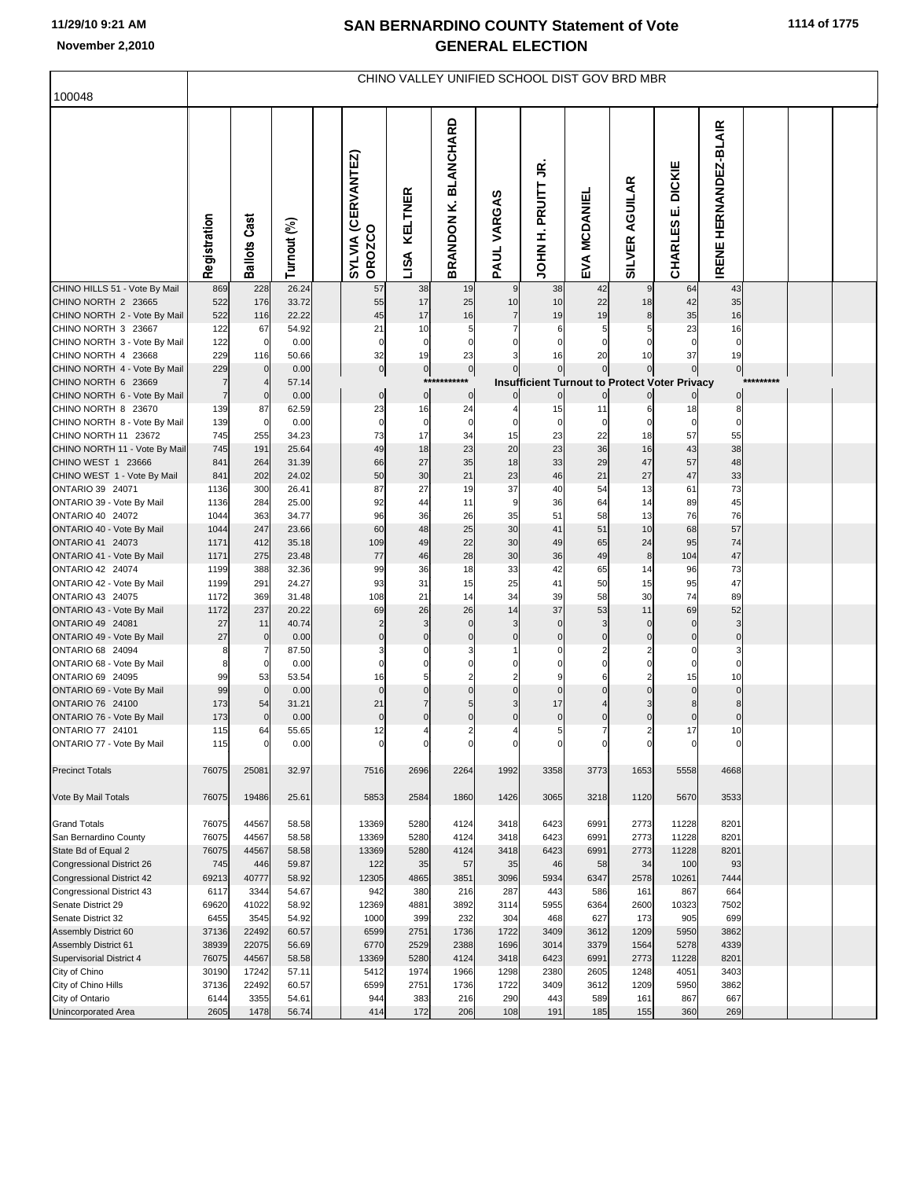# SAN BERNARDINO COUNTY Statement of Vote GENERAL ELECTION

11/29/10 9:21 AM
November 2,2010

## CHINO VALLEY UNIFIED SCHOOL DIST GOV BRD MBR

100048

| | Registration | Ballots Cast | Turnout (%) | | SYLVIA (CERVANTEZ) OROZCO | LISA KELTNER | BRANDON K. BLANCHARD | PAUL VARGAS | JOHN H. PRUITT JR. | EVA MCDANIEL | SILVER AGUILAR | CHARLES E. DICKIE | IRENE HERNANDEZ-BLAIR | | | |
|---|---|---|---|---|---|---|---|---|---|---|---|---|---|---|---|---|
| CHINO HILLS 51 - Vote By Mail | 869 | 228 | 26.24 | | 57 | 38 | 19 | 9 | 38 | 42 | 9 | 64 | 43 | | | |
| CHINO NORTH 2 23665 | 522 | 176 | 33.72 | | 55 | 17 | 25 | 10 | 10 | 22 | 18 | 42 | 35 | | | |
| CHINO NORTH 2 - Vote By Mail | 522 | 116 | 22.22 | | 45 | 17 | 16 | 7 | 19 | 19 | 8 | 35 | 16 | | | |
| CHINO NORTH 3 23667 | 122 | 67 | 54.92 | | 21 | 10 | 5 | 7 | 6 | 5 | 5 | 23 | 16 | | | |
| CHINO NORTH 3 - Vote By Mail | 122 | 0 | 0.00 | | 0 | 0 | 0 | 0 | 0 | 0 | 0 | 0 | 0 | | | |
| CHINO NORTH 4 23668 | 229 | 116 | 50.66 | | 32 | 19 | 23 | 3 | 16 | 20 | 10 | 37 | 19 | | | |
| CHINO NORTH 4 - Vote By Mail | 229 | 0 | 0.00 | | 0 | 0 | 0 | 0 | 0 | 0 | 0 | 0 | 0 | | | |
| CHINO NORTH 6 23669 | 7 | 4 | 57.14 | | | | *********** | Insufficient Turnout to Protect Voter Privacy | | | | | ********* | | | |
| CHINO NORTH 6 - Vote By Mail | 7 | 0 | 0.00 | | 0 | 0 | 0 | 0 | 0 | 0 | 0 | 0 | 0 | | | |
| CHINO NORTH 8 23670 | 139 | 87 | 62.59 | | 23 | 16 | 24 | 4 | 15 | 11 | 6 | 18 | 8 | | | |
| CHINO NORTH 8 - Vote By Mail | 139 | 0 | 0.00 | | 0 | 0 | 0 | 0 | 0 | 0 | 0 | 0 | 0 | | | |
| CHINO NORTH 11 23672 | 745 | 255 | 34.23 | | 73 | 17 | 34 | 15 | 23 | 22 | 18 | 57 | 55 | | | |
| CHINO NORTH 11 - Vote By Mail | 745 | 191 | 25.64 | | 49 | 18 | 23 | 20 | 23 | 36 | 16 | 43 | 38 | | | |
| CHINO WEST 1 23666 | 841 | 264 | 31.39 | | 66 | 27 | 35 | 18 | 33 | 29 | 47 | 57 | 48 | | | |
| CHINO WEST 1 - Vote By Mail | 841 | 202 | 24.02 | | 50 | 30 | 21 | 23 | 46 | 21 | 27 | 47 | 33 | | | |
| ONTARIO 39 24071 | 1136 | 300 | 26.41 | | 87 | 27 | 19 | 37 | 40 | 54 | 13 | 61 | 73 | | | |
| ONTARIO 39 - Vote By Mail | 1136 | 284 | 25.00 | | 92 | 44 | 11 | 9 | 36 | 64 | 14 | 89 | 45 | | | |
| ONTARIO 40 24072 | 1044 | 363 | 34.77 | | 96 | 36 | 26 | 35 | 51 | 58 | 13 | 76 | 76 | | | |
| ONTARIO 40 - Vote By Mail | 1044 | 247 | 23.66 | | 60 | 48 | 25 | 30 | 41 | 51 | 10 | 68 | 57 | | | |
| ONTARIO 41 24073 | 1171 | 412 | 35.18 | | 109 | 49 | 22 | 30 | 49 | 65 | 24 | 95 | 74 | | | |
| ONTARIO 41 - Vote By Mail | 1171 | 275 | 23.48 | | 77 | 46 | 28 | 30 | 36 | 49 | 8 | 104 | 47 | | | |
| ONTARIO 42 24074 | 1199 | 388 | 32.36 | | 99 | 36 | 18 | 33 | 42 | 65 | 14 | 96 | 73 | | | |
| ONTARIO 42 - Vote By Mail | 1199 | 291 | 24.27 | | 93 | 31 | 15 | 25 | 41 | 50 | 15 | 95 | 47 | | | |
| ONTARIO 43 24075 | 1172 | 369 | 31.48 | | 108 | 21 | 14 | 34 | 39 | 58 | 30 | 74 | 89 | | | |
| ONTARIO 43 - Vote By Mail | 1172 | 237 | 20.22 | | 69 | 26 | 26 | 14 | 37 | 53 | 11 | 69 | 52 | | | |
| ONTARIO 49 24081 | 27 | 11 | 40.74 | | 2 | 3 | 0 | 3 | 0 | 3 | 0 | 0 | 3 | | | |
| ONTARIO 49 - Vote By Mail | 27 | 0 | 0.00 | | 0 | 0 | 0 | 0 | 0 | 0 | 0 | 0 | 0 | | | |
| ONTARIO 68 24094 | 8 | 7 | 87.50 | | 3 | 0 | 3 | 1 | 0 | 2 | 2 | 0 | 3 | | | |
| ONTARIO 68 - Vote By Mail | 8 | 0 | 0.00 | | 0 | 0 | 0 | 0 | 0 | 0 | 0 | 0 | 0 | | | |
| ONTARIO 69 24095 | 99 | 53 | 53.54 | | 16 | 5 | 2 | 2 | 9 | 6 | 2 | 15 | 10 | | | |
| ONTARIO 69 - Vote By Mail | 99 | 0 | 0.00 | | 0 | 0 | 0 | 0 | 0 | 0 | 0 | 0 | 0 | | | |
| ONTARIO 76 24100 | 173 | 54 | 31.21 | | 21 | 7 | 5 | 3 | 17 | 4 | 3 | 8 | 8 | | | |
| ONTARIO 76 - Vote By Mail | 173 | 0 | 0.00 | | 0 | 0 | 0 | 0 | 0 | 0 | 0 | 0 | 0 | | | |
| ONTARIO 77 24101 | 115 | 64 | 55.65 | | 12 | 4 | 2 | 4 | 5 | 7 | 2 | 17 | 10 | | | |
| ONTARIO 77 - Vote By Mail | 115 | 0 | 0.00 | | 0 | 0 | 0 | 0 | 0 | 0 | 0 | 0 | 0 | | | |
| Precinct Totals | 76075 | 25081 | 32.97 | | 7516 | 2696 | 2264 | 1992 | 3358 | 3773 | 1653 | 5558 | 4668 | | | |
| Vote By Mail Totals | 76075 | 19486 | 25.61 | | 5853 | 2584 | 1860 | 1426 | 3065 | 3218 | 1120 | 5670 | 3533 | | | |
| Grand Totals | 76075 | 44567 | 58.58 | | 13369 | 5280 | 4124 | 3418 | 6423 | 6991 | 2773 | 11228 | 8201 | | | |
| San Bernardino County | 76075 | 44567 | 58.58 | | 13369 | 5280 | 4124 | 3418 | 6423 | 6991 | 2773 | 11228 | 8201 | | | |
| State Bd of Equal 2 | 76075 | 44567 | 58.58 | | 13369 | 5280 | 4124 | 3418 | 6423 | 6991 | 2773 | 11228 | 8201 | | | |
| Congressional District 26 | 745 | 446 | 59.87 | | 122 | 35 | 57 | 35 | 46 | 58 | 34 | 100 | 93 | | | |
| Congressional District 42 | 69213 | 40777 | 58.92 | | 12305 | 4865 | 3851 | 3096 | 5934 | 6347 | 2578 | 10261 | 7444 | | | |
| Congressional District 43 | 6117 | 3344 | 54.67 | | 942 | 380 | 216 | 287 | 443 | 586 | 161 | 867 | 664 | | | |
| Senate District 29 | 69620 | 41022 | 58.92 | | 12369 | 4881 | 3892 | 3114 | 5955 | 6364 | 2600 | 10323 | 7502 | | | |
| Senate District 32 | 6455 | 3545 | 54.92 | | 1000 | 399 | 232 | 304 | 468 | 627 | 173 | 905 | 699 | | | |
| Assembly District 60 | 37136 | 22492 | 60.57 | | 6599 | 2751 | 1736 | 1722 | 3409 | 3612 | 1209 | 5950 | 3862 | | | |
| Assembly District 61 | 38939 | 22075 | 56.69 | | 6770 | 2529 | 2388 | 1696 | 3014 | 3379 | 1564 | 5278 | 4339 | | | |
| Supervisorial District 4 | 76075 | 44567 | 58.58 | | 13369 | 5280 | 4124 | 3418 | 6423 | 6991 | 2773 | 11228 | 8201 | | | |
| City of Chino | 30190 | 17242 | 57.11 | | 5412 | 1974 | 1966 | 1298 | 2380 | 2605 | 1248 | 4051 | 3403 | | | |
| City of Chino Hills | 37136 | 22492 | 60.57 | | 6599 | 2751 | 1736 | 1722 | 3409 | 3612 | 1209 | 5950 | 3862 | | | |
| City of Ontario | 6144 | 3355 | 54.61 | | 944 | 383 | 216 | 290 | 443 | 589 | 161 | 867 | 667 | | | |
| Unincorporated Area | 2605 | 1478 | 56.74 | | 414 | 172 | 206 | 108 | 191 | 185 | 155 | 360 | 269 | | | |